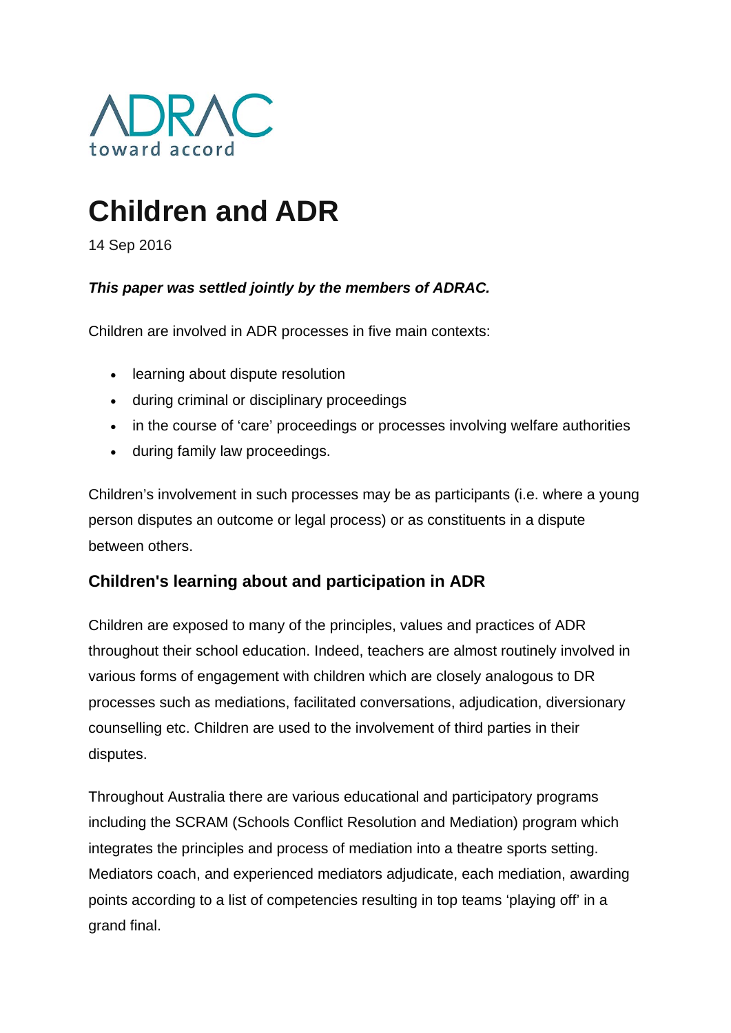ADRAC
toward accord

# Children and ADR

14 Sep 2016

***This paper was settled jointly by the members of ADRAC.***

Children are involved in ADR processes in five main contexts:

- learning about dispute resolution
- during criminal or disciplinary proceedings
- in the course of 'care' proceedings or processes involving welfare authorities
- during family law proceedings.

Children's involvement in such processes may be as participants (i.e. where a young person disputes an outcome or legal process) or as constituents in a dispute between others.

## Children's learning about and participation in ADR

Children are exposed to many of the principles, values and practices of ADR throughout their school education. Indeed, teachers are almost routinely involved in various forms of engagement with children which are closely analogous to DR processes such as mediations, facilitated conversations, adjudication, diversionary counselling etc. Children are used to the involvement of third parties in their disputes.

Throughout Australia there are various educational and participatory programs including the SCRAM (Schools Conflict Resolution and Mediation) program which integrates the principles and process of mediation into a theatre sports setting. Mediators coach, and experienced mediators adjudicate, each mediation, awarding points according to a list of competencies resulting in top teams 'playing off' in a grand final.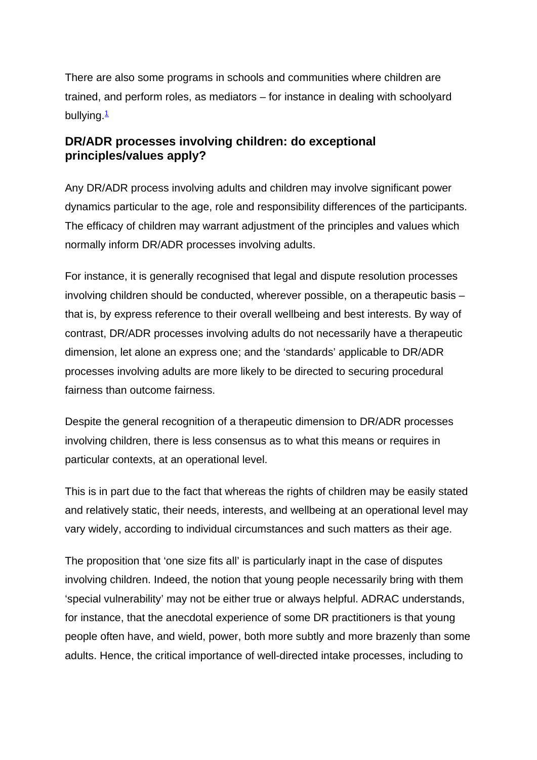There are also some programs in schools and communities where children are trained, and perform roles, as mediators – for instance in dealing with schoolyard bullying.[1]

## DR/ADR processes involving children: do exceptional principles/values apply?

Any DR/ADR process involving adults and children may involve significant power dynamics particular to the age, role and responsibility differences of the participants. The efficacy of children may warrant adjustment of the principles and values which normally inform DR/ADR processes involving adults.

For instance, it is generally recognised that legal and dispute resolution processes involving children should be conducted, wherever possible, on a therapeutic basis – that is, by express reference to their overall wellbeing and best interests. By way of contrast, DR/ADR processes involving adults do not necessarily have a therapeutic dimension, let alone an express one; and the 'standards' applicable to DR/ADR processes involving adults are more likely to be directed to securing procedural fairness than outcome fairness.

Despite the general recognition of a therapeutic dimension to DR/ADR processes involving children, there is less consensus as to what this means or requires in particular contexts, at an operational level.

This is in part due to the fact that whereas the rights of children may be easily stated and relatively static, their needs, interests, and wellbeing at an operational level may vary widely, according to individual circumstances and such matters as their age.

The proposition that 'one size fits all' is particularly inapt in the case of disputes involving children. Indeed, the notion that young people necessarily bring with them 'special vulnerability' may not be either true or always helpful. ADRAC understands, for instance, that the anecdotal experience of some DR practitioners is that young people often have, and wield, power, both more subtly and more brazenly than some adults. Hence, the critical importance of well-directed intake processes, including to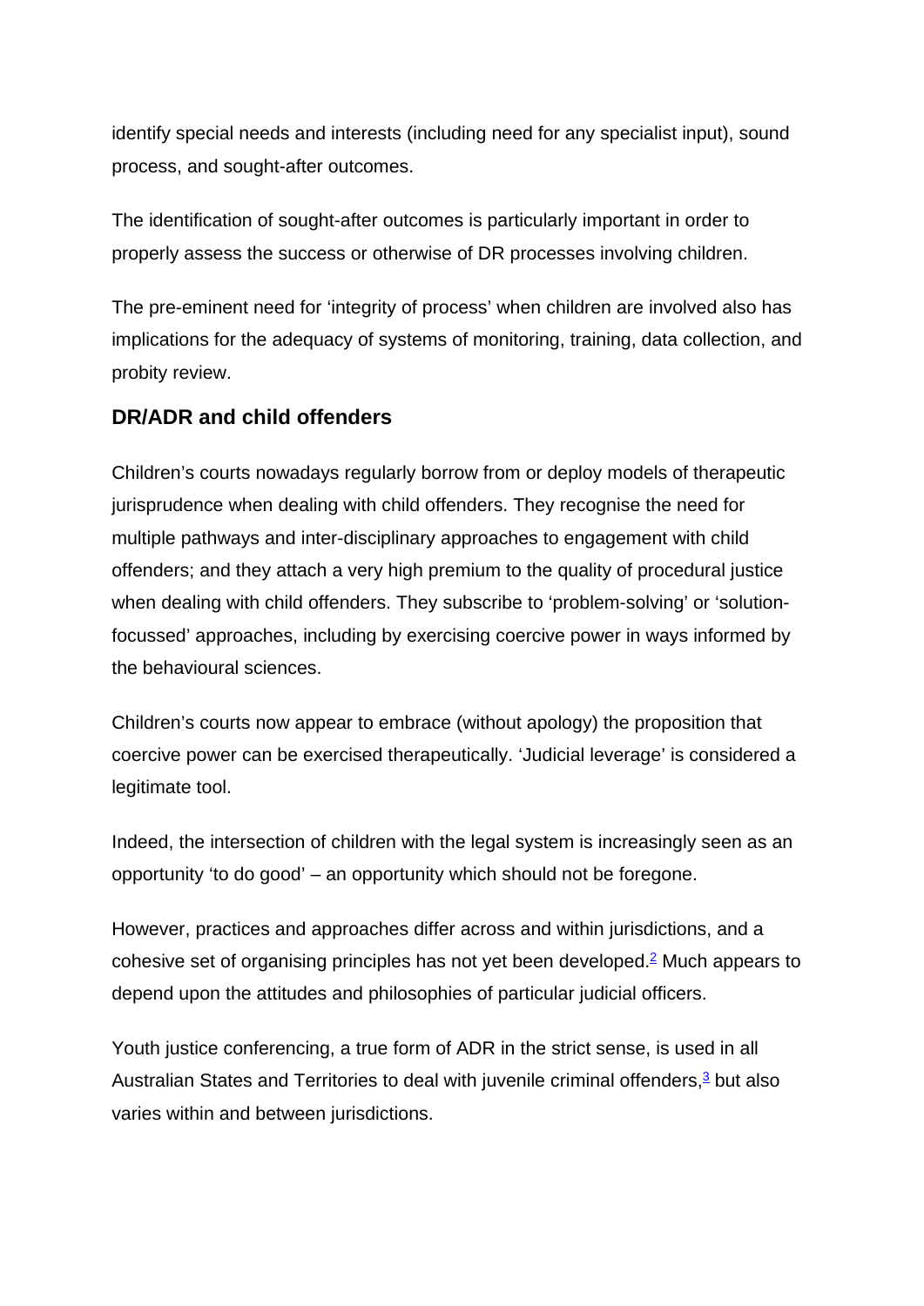identify special needs and interests (including need for any specialist input), sound process, and sought-after outcomes.

The identification of sought-after outcomes is particularly important in order to properly assess the success or otherwise of DR processes involving children.

The pre-eminent need for 'integrity of process' when children are involved also has implications for the adequacy of systems of monitoring, training, data collection, and probity review.

## DR/ADR and child offenders

Children's courts nowadays regularly borrow from or deploy models of therapeutic jurisprudence when dealing with child offenders. They recognise the need for multiple pathways and inter-disciplinary approaches to engagement with child offenders; and they attach a very high premium to the quality of procedural justice when dealing with child offenders. They subscribe to 'problem-solving' or 'solution-focussed' approaches, including by exercising coercive power in ways informed by the behavioural sciences.

Children's courts now appear to embrace (without apology) the proposition that coercive power can be exercised therapeutically. 'Judicial leverage' is considered a legitimate tool.

Indeed, the intersection of children with the legal system is increasingly seen as an opportunity 'to do good' – an opportunity which should not be foregone.

However, practices and approaches differ across and within jurisdictions, and a cohesive set of organising principles has not yet been developed.[2] Much appears to depend upon the attitudes and philosophies of particular judicial officers.

Youth justice conferencing, a true form of ADR in the strict sense, is used in all Australian States and Territories to deal with juvenile criminal offenders,[3] but also varies within and between jurisdictions.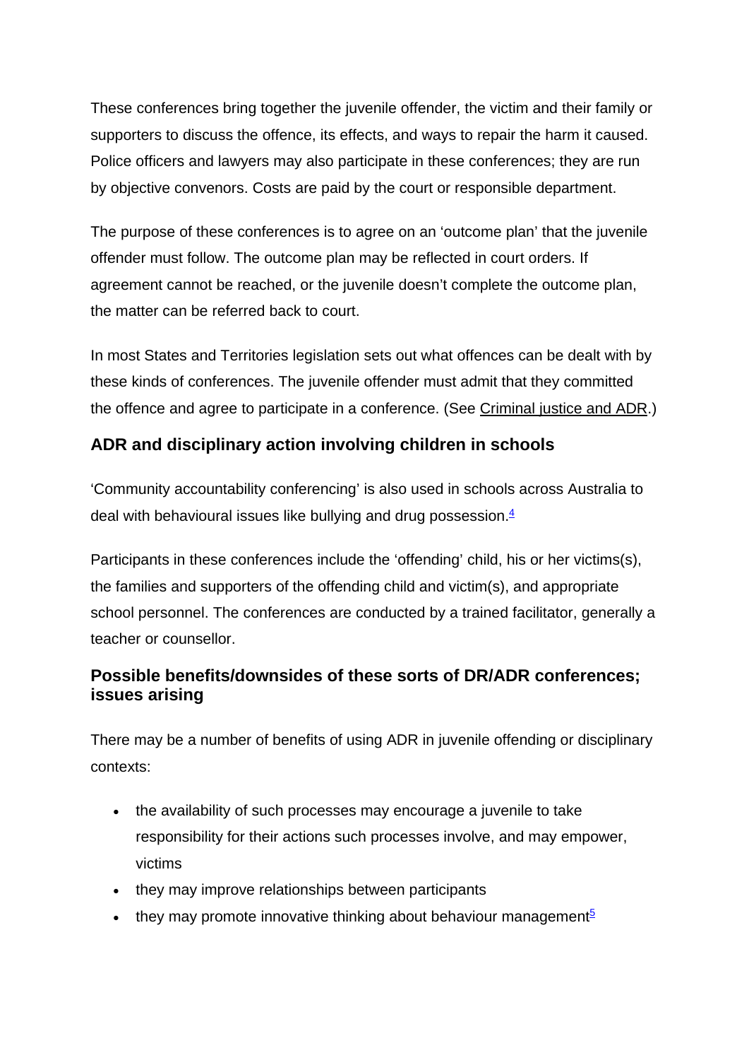These conferences bring together the juvenile offender, the victim and their family or supporters to discuss the offence, its effects, and ways to repair the harm it caused. Police officers and lawyers may also participate in these conferences; they are run by objective convenors. Costs are paid by the court or responsible department.

The purpose of these conferences is to agree on an 'outcome plan' that the juvenile offender must follow. The outcome plan may be reflected in court orders. If agreement cannot be reached, or the juvenile doesn't complete the outcome plan, the matter can be referred back to court.

In most States and Territories legislation sets out what offences can be dealt with by these kinds of conferences. The juvenile offender must admit that they committed the offence and agree to participate in a conference. (See Criminal justice and ADR.)

## ADR and disciplinary action involving children in schools

'Community accountability conferencing' is also used in schools across Australia to deal with behavioural issues like bullying and drug possession.[4]

Participants in these conferences include the 'offending' child, his or her victims(s), the families and supporters of the offending child and victim(s), and appropriate school personnel. The conferences are conducted by a trained facilitator, generally a teacher or counsellor.

## Possible benefits/downsides of these sorts of DR/ADR conferences; issues arising

There may be a number of benefits of using ADR in juvenile offending or disciplinary contexts:

- the availability of such processes may encourage a juvenile to take responsibility for their actions such processes involve, and may empower, victims
- they may improve relationships between participants
- they may promote innovative thinking about behaviour management[5]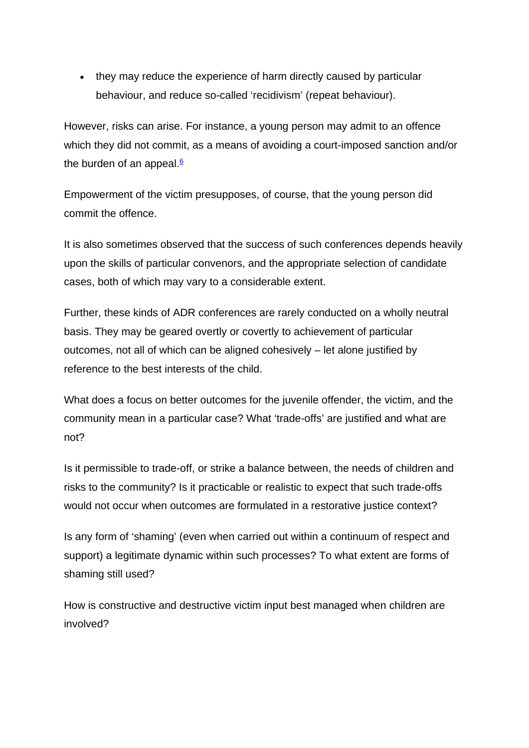- they may reduce the experience of harm directly caused by particular behaviour, and reduce so-called 'recidivism' (repeat behaviour).

However, risks can arise. For instance, a young person may admit to an offence which they did not commit, as a means of avoiding a court-imposed sanction and/or the burden of an appeal.[6]

Empowerment of the victim presupposes, of course, that the young person did commit the offence.

It is also sometimes observed that the success of such conferences depends heavily upon the skills of particular convenors, and the appropriate selection of candidate cases, both of which may vary to a considerable extent.

Further, these kinds of ADR conferences are rarely conducted on a wholly neutral basis. They may be geared overtly or covertly to achievement of particular outcomes, not all of which can be aligned cohesively – let alone justified by reference to the best interests of the child.

What does a focus on better outcomes for the juvenile offender, the victim, and the community mean in a particular case? What 'trade-offs' are justified and what are not?

Is it permissible to trade-off, or strike a balance between, the needs of children and risks to the community? Is it practicable or realistic to expect that such trade-offs would not occur when outcomes are formulated in a restorative justice context?

Is any form of 'shaming' (even when carried out within a continuum of respect and support) a legitimate dynamic within such processes? To what extent are forms of shaming still used?

How is constructive and destructive victim input best managed when children are involved?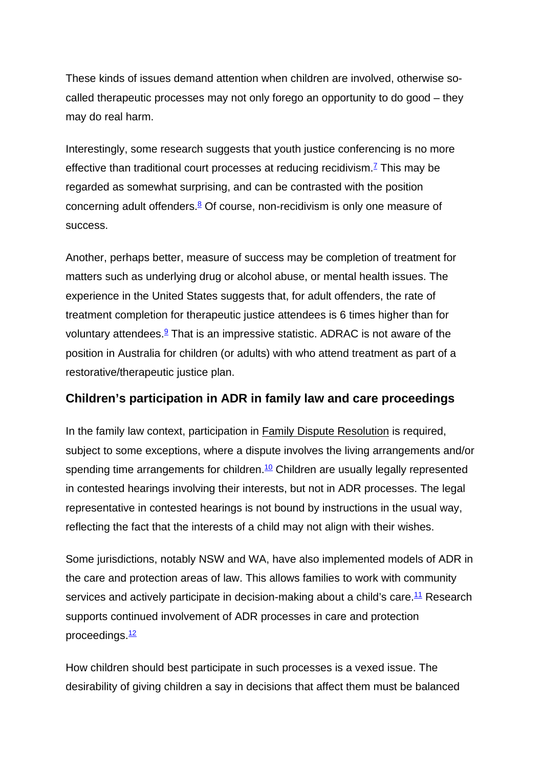These kinds of issues demand attention when children are involved, otherwise so-called therapeutic processes may not only forego an opportunity to do good – they may do real harm.

Interestingly, some research suggests that youth justice conferencing is no more effective than traditional court processes at reducing recidivism.[7] This may be regarded as somewhat surprising, and can be contrasted with the position concerning adult offenders.[8] Of course, non-recidivism is only one measure of success.

Another, perhaps better, measure of success may be completion of treatment for matters such as underlying drug or alcohol abuse, or mental health issues. The experience in the United States suggests that, for adult offenders, the rate of treatment completion for therapeutic justice attendees is 6 times higher than for voluntary attendees.[9] That is an impressive statistic. ADRAC is not aware of the position in Australia for children (or adults) with who attend treatment as part of a restorative/therapeutic justice plan.

### Children's participation in ADR in family law and care proceedings

In the family law context, participation in Family Dispute Resolution is required, subject to some exceptions, where a dispute involves the living arrangements and/or spending time arrangements for children.[10] Children are usually legally represented in contested hearings involving their interests, but not in ADR processes. The legal representative in contested hearings is not bound by instructions in the usual way, reflecting the fact that the interests of a child may not align with their wishes.

Some jurisdictions, notably NSW and WA, have also implemented models of ADR in the care and protection areas of law. This allows families to work with community services and actively participate in decision-making about a child's care.[11] Research supports continued involvement of ADR processes in care and protection proceedings.[12]

How children should best participate in such processes is a vexed issue. The desirability of giving children a say in decisions that affect them must be balanced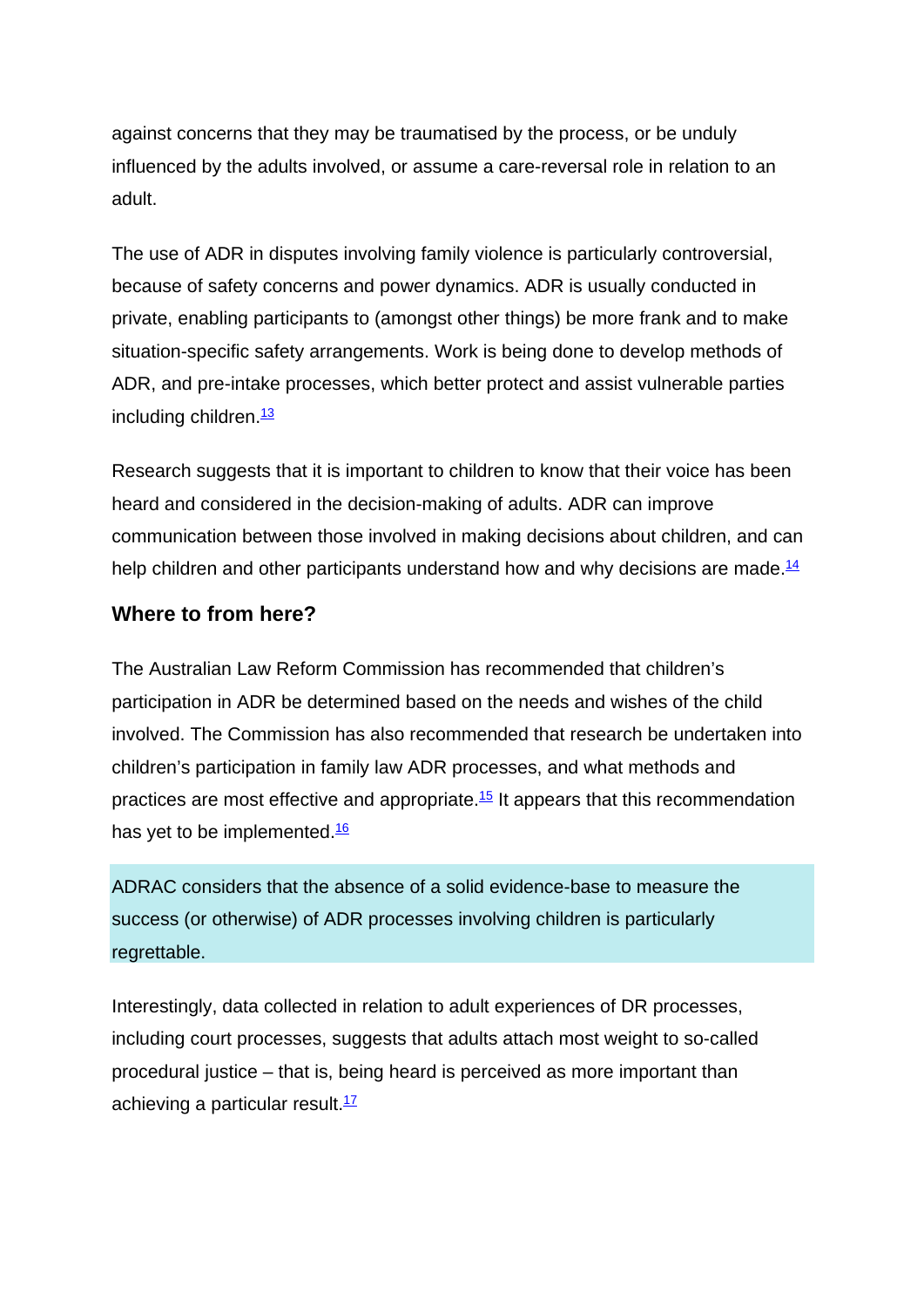against concerns that they may be traumatised by the process, or be unduly influenced by the adults involved, or assume a care-reversal role in relation to an adult.

The use of ADR in disputes involving family violence is particularly controversial, because of safety concerns and power dynamics. ADR is usually conducted in private, enabling participants to (amongst other things) be more frank and to make situation-specific safety arrangements. Work is being done to develop methods of ADR, and pre-intake processes, which better protect and assist vulnerable parties including children.[13]

Research suggests that it is important to children to know that their voice has been heard and considered in the decision-making of adults. ADR can improve communication between those involved in making decisions about children, and can help children and other participants understand how and why decisions are made.[14]

## Where to from here?

The Australian Law Reform Commission has recommended that children's participation in ADR be determined based on the needs and wishes of the child involved. The Commission has also recommended that research be undertaken into children's participation in family law ADR processes, and what methods and practices are most effective and appropriate.[15] It appears that this recommendation has yet to be implemented.[16]

ADRAC considers that the absence of a solid evidence-base to measure the success (or otherwise) of ADR processes involving children is particularly regrettable.

Interestingly, data collected in relation to adult experiences of DR processes, including court processes, suggests that adults attach most weight to so-called procedural justice – that is, being heard is perceived as more important than achieving a particular result.[17]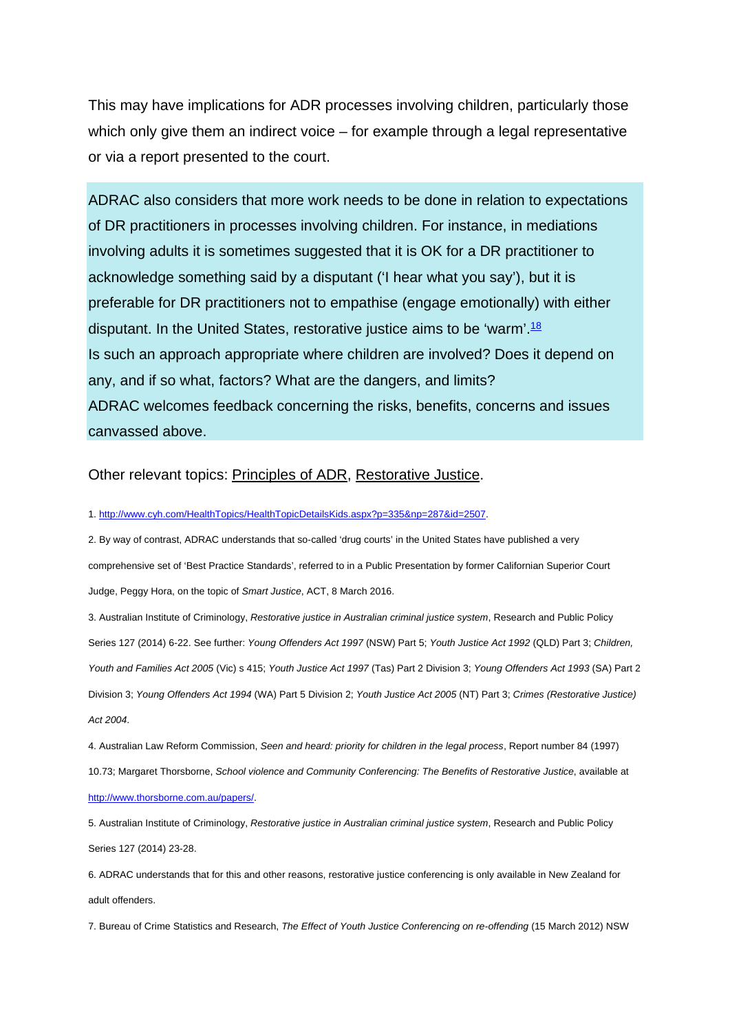This may have implications for ADR processes involving children, particularly those which only give them an indirect voice – for example through a legal representative or via a report presented to the court.

ADRAC also considers that more work needs to be done in relation to expectations of DR practitioners in processes involving children. For instance, in mediations involving adults it is sometimes suggested that it is OK for a DR practitioner to acknowledge something said by a disputant ('I hear what you say'), but it is preferable for DR practitioners not to empathise (engage emotionally) with either disputant. In the United States, restorative justice aims to be 'warm'.[18]
Is such an approach appropriate where children are involved? Does it depend on any, and if so what, factors? What are the dangers, and limits?
ADRAC welcomes feedback concerning the risks, benefits, concerns and issues canvassed above.

Other relevant topics: Principles of ADR, Restorative Justice.

1. http://www.cyh.com/HealthTopics/HealthTopicDetailsKids.aspx?p=335&np=287&id=2507.

2. By way of contrast, ADRAC understands that so-called 'drug courts' in the United States have published a very comprehensive set of 'Best Practice Standards', referred to in a Public Presentation by former Californian Superior Court Judge, Peggy Hora, on the topic of *Smart Justice*, ACT, 8 March 2016.

3. Australian Institute of Criminology, *Restorative justice in Australian criminal justice system*, Research and Public Policy Series 127 (2014) 6-22. See further: *Young Offenders Act 1997* (NSW) Part 5; *Youth Justice Act 1992* (QLD) Part 3; *Children, Youth and Families Act 2005* (Vic) s 415; *Youth Justice Act 1997* (Tas) Part 2 Division 3; *Young Offenders Act 1993* (SA) Part 2 Division 3; *Young Offenders Act 1994* (WA) Part 5 Division 2; *Youth Justice Act 2005* (NT) Part 3; *Crimes (Restorative Justice) Act 2004*.

4. Australian Law Reform Commission, *Seen and heard: priority for children in the legal process*, Report number 84 (1997) 10.73; Margaret Thorsborne, *School violence and Community Conferencing: The Benefits of Restorative Justice*, available at http://www.thorsborne.com.au/papers/.

5. Australian Institute of Criminology, *Restorative justice in Australian criminal justice system*, Research and Public Policy Series 127 (2014) 23-28.

6. ADRAC understands that for this and other reasons, restorative justice conferencing is only available in New Zealand for adult offenders.

7. Bureau of Crime Statistics and Research, *The Effect of Youth Justice Conferencing on re-offending* (15 March 2012) NSW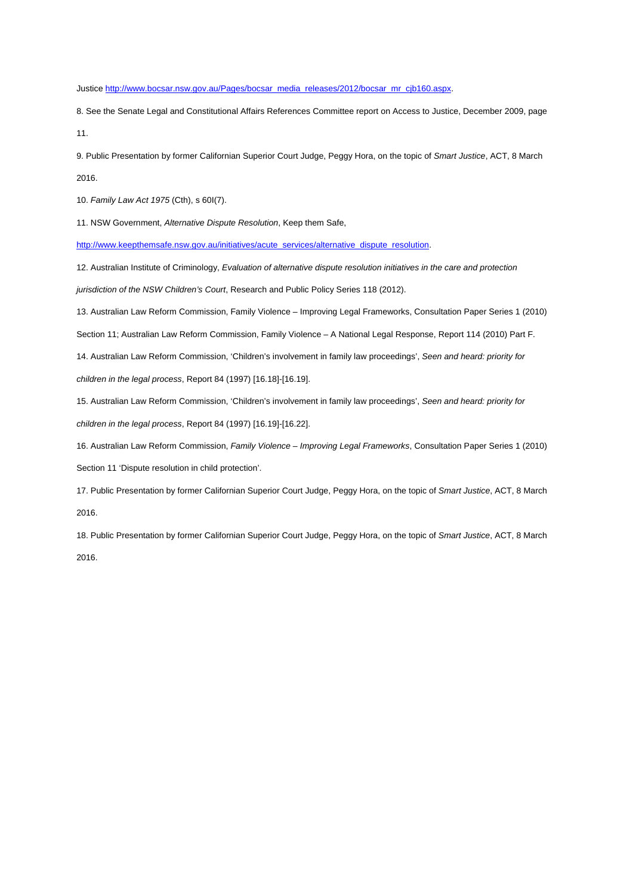Justice [http://www.bocsar.nsw.gov.au/Pages/bocsar_media_releases/2012/bocsar_mr_cjb160.aspx](http://www.bocsar.nsw.gov.au/Pages/bocsar_media_releases/2012/bocsar_mr_cjb160.aspx).

8. See the Senate Legal and Constitutional Affairs References Committee report on Access to Justice, December 2009, page 11.

9. Public Presentation by former Californian Superior Court Judge, Peggy Hora, on the topic of *Smart Justice*, ACT, 8 March 2016.

10. *Family Law Act 1975* (Cth), s 60I(7).

11. NSW Government, *Alternative Dispute Resolution*, Keep them Safe, [http://www.keepthemsafe.nsw.gov.au/initiatives/acute_services/alternative_dispute_resolution](http://www.keepthemsafe.nsw.gov.au/initiatives/acute_services/alternative_dispute_resolution).

12. Australian Institute of Criminology, *Evaluation of alternative dispute resolution initiatives in the care and protection jurisdiction of the NSW Children's Court*, Research and Public Policy Series 118 (2012).

13. Australian Law Reform Commission, Family Violence – Improving Legal Frameworks, Consultation Paper Series 1 (2010) Section 11; Australian Law Reform Commission, Family Violence – A National Legal Response, Report 114 (2010) Part F.

14. Australian Law Reform Commission, 'Children's involvement in family law proceedings', *Seen and heard: priority for children in the legal process*, Report 84 (1997) [16.18]-[16.19].

15. Australian Law Reform Commission, 'Children's involvement in family law proceedings', *Seen and heard: priority for children in the legal process*, Report 84 (1997) [16.19]-[16.22].

16. Australian Law Reform Commission, *Family Violence – Improving Legal Frameworks*, Consultation Paper Series 1 (2010) Section 11 'Dispute resolution in child protection'.

17. Public Presentation by former Californian Superior Court Judge, Peggy Hora, on the topic of *Smart Justice*, ACT, 8 March 2016.

18. Public Presentation by former Californian Superior Court Judge, Peggy Hora, on the topic of *Smart Justice*, ACT, 8 March 2016.